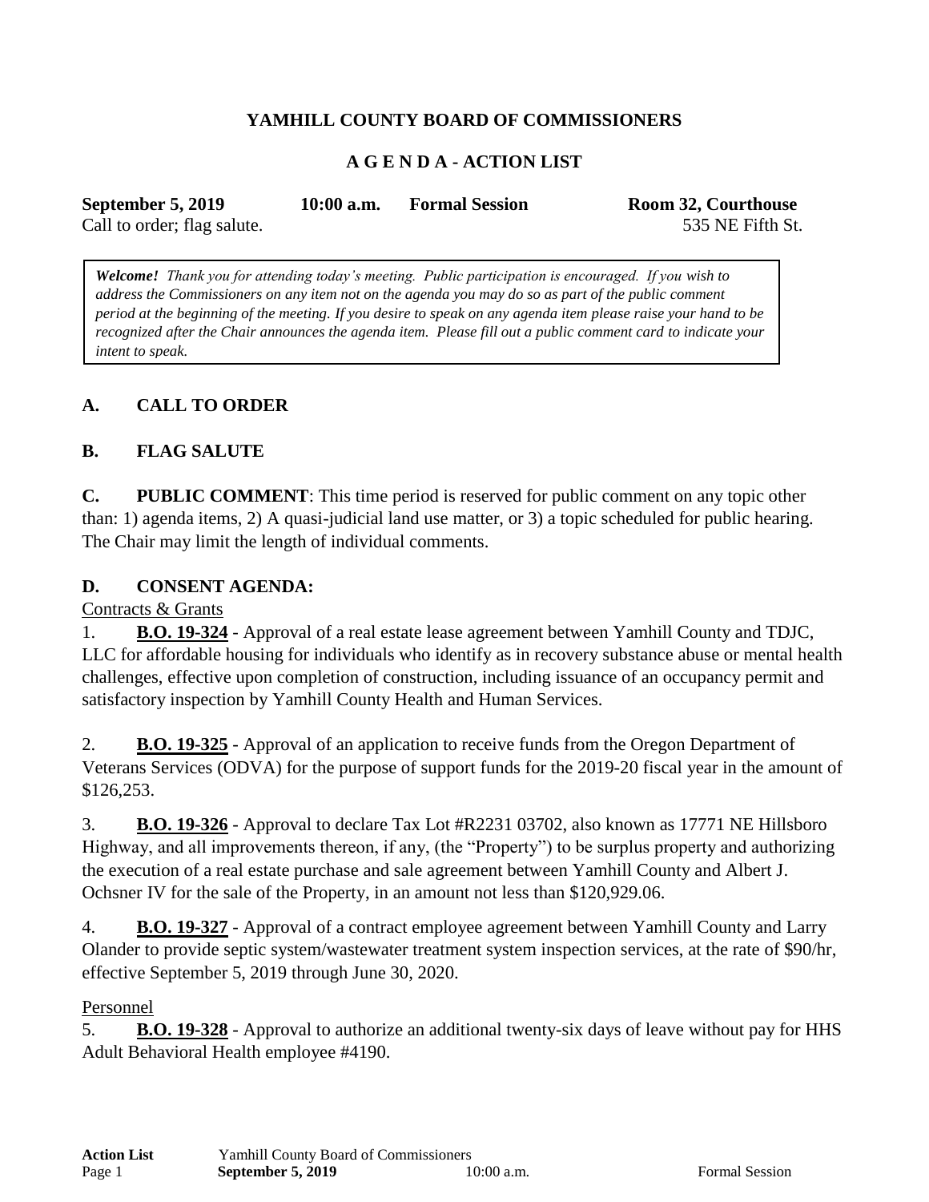# YAMHILL COUNTY BOARD OF COMMISSIONERS

## A G E N D A - ACTION LIST

**September 5, 2019** **10:00 a.m.** **Formal Session** **Room 32, Courthouse**
Call to order; flag salute. 535 NE Fifth St.

> ***Welcome!*** *Thank you for attending today's meeting. Public participation is encouraged. If you wish to address the Commissioners on any item not on the agenda you may do so as part of the public comment period at the beginning of the meeting. If you desire to speak on any agenda item please raise your hand to be recognized after the Chair announces the agenda item. Please fill out a public comment card to indicate your intent to speak.*

### A. CALL TO ORDER

### B. FLAG SALUTE

**C. PUBLIC COMMENT**: This time period is reserved for public comment on any topic other than: 1) agenda items, 2) A quasi-judicial land use matter, or 3) a topic scheduled for public hearing. The Chair may limit the length of individual comments.

### D. CONSENT AGENDA:

Contracts & Grants

1. **B.O. 19-324** - Approval of a real estate lease agreement between Yamhill County and TDJC, LLC for affordable housing for individuals who identify as in recovery substance abuse or mental health challenges, effective upon completion of construction, including issuance of an occupancy permit and satisfactory inspection by Yamhill County Health and Human Services.

2. **B.O. 19-325** - Approval of an application to receive funds from the Oregon Department of Veterans Services (ODVA) for the purpose of support funds for the 2019-20 fiscal year in the amount of $126,253.

3. **B.O. 19-326** - Approval to declare Tax Lot #R2231 03702, also known as 17771 NE Hillsboro Highway, and all improvements thereon, if any, (the "Property") to be surplus property and authorizing the execution of a real estate purchase and sale agreement between Yamhill County and Albert J. Ochsner IV for the sale of the Property, in an amount not less than $120,929.06.

4. **B.O. 19-327** - Approval of a contract employee agreement between Yamhill County and Larry Olander to provide septic system/wastewater treatment system inspection services, at the rate of $90/hr, effective September 5, 2019 through June 30, 2020.

Personnel

5. **B.O. 19-328** - Approval to authorize an additional twenty-six days of leave without pay for HHS Adult Behavioral Health employee #4190.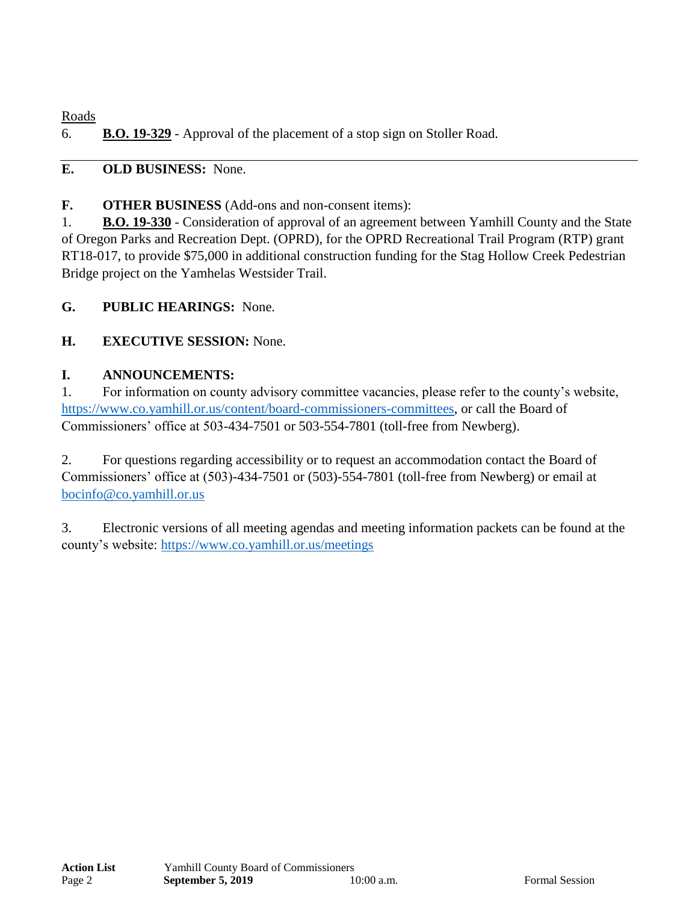Roads

6. **B.O. 19-329** - Approval of the placement of a stop sign on Stoller Road.

---

**E. OLD BUSINESS:** None.

**F. OTHER BUSINESS** (Add-ons and non-consent items):

1. **B.O. 19-330** - Consideration of approval of an agreement between Yamhill County and the State of Oregon Parks and Recreation Dept. (OPRD), for the OPRD Recreational Trail Program (RTP) grant RT18-017, to provide $75,000 in additional construction funding for the Stag Hollow Creek Pedestrian Bridge project on the Yamhelas Westsider Trail.

**G. PUBLIC HEARINGS:** None.

**H. EXECUTIVE SESSION:** None.

**I. ANNOUNCEMENTS:**

1. For information on county advisory committee vacancies, please refer to the county's website, https://www.co.yamhill.or.us/content/board-commissioners-committees, or call the Board of Commissioners' office at 503-434-7501 or 503-554-7801 (toll-free from Newberg).

2. For questions regarding accessibility or to request an accommodation contact the Board of Commissioners' office at (503)-434-7501 or (503)-554-7801 (toll-free from Newberg) or email at bocinfo@co.yamhill.or.us

3. Electronic versions of all meeting agendas and meeting information packets can be found at the county's website: https://www.co.yamhill.or.us/meetings